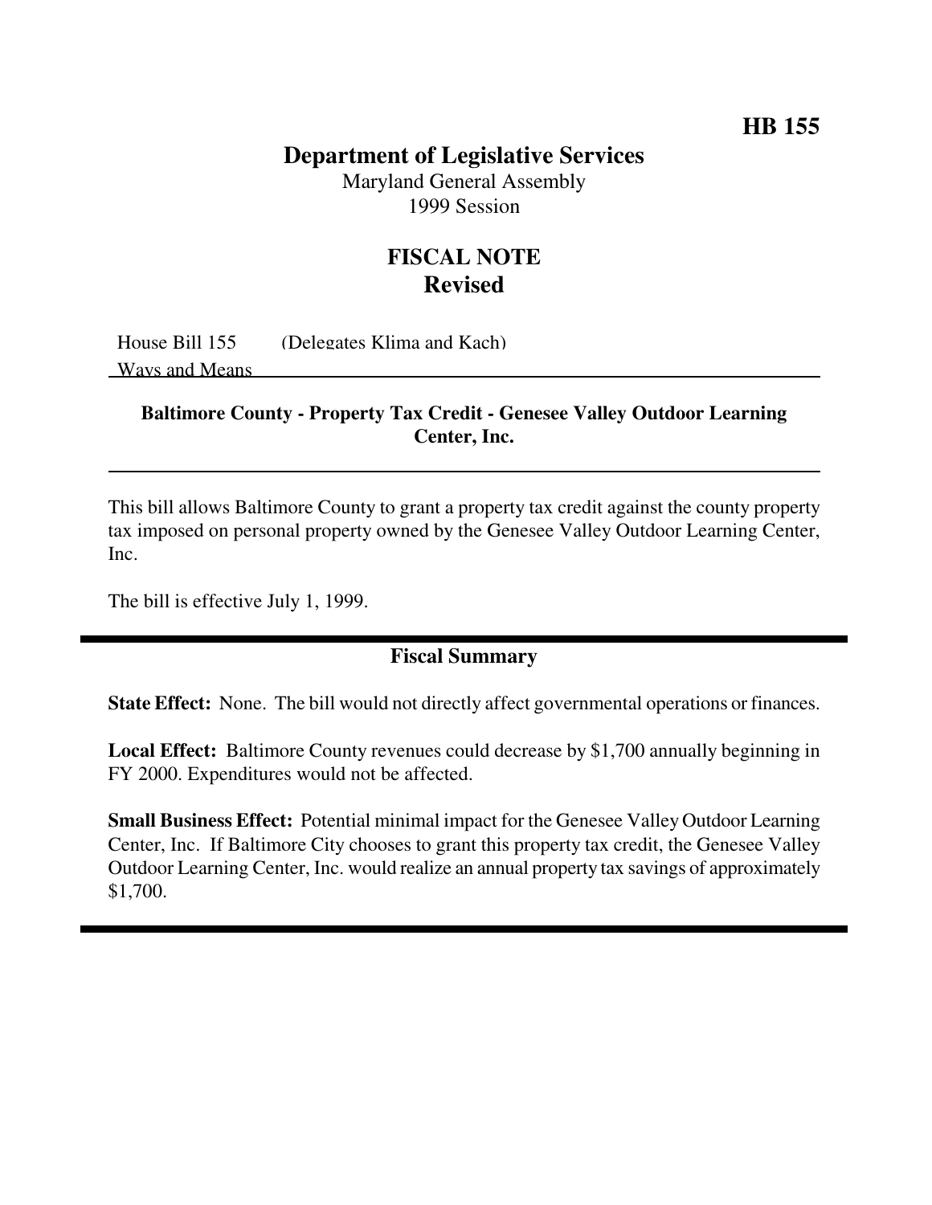**HB 155**

# Department of Legislative Services

Maryland General Assembly
1999 Session

## FISCAL NOTE
## Revised

House Bill 155 (Delegates Klima and Kach)
Ways and Means

### Baltimore County - Property Tax Credit - Genesee Valley Outdoor Learning Center, Inc.

This bill allows Baltimore County to grant a property tax credit against the county property tax imposed on personal property owned by the Genesee Valley Outdoor Learning Center, Inc.

The bill is effective July 1, 1999.

## Fiscal Summary

**State Effect:** None. The bill would not directly affect governmental operations or finances.

**Local Effect:** Baltimore County revenues could decrease by $1,700 annually beginning in FY 2000. Expenditures would not be affected.

**Small Business Effect:** Potential minimal impact for the Genesee Valley Outdoor Learning Center, Inc. If Baltimore City chooses to grant this property tax credit, the Genesee Valley Outdoor Learning Center, Inc. would realize an annual property tax savings of approximately $1,700.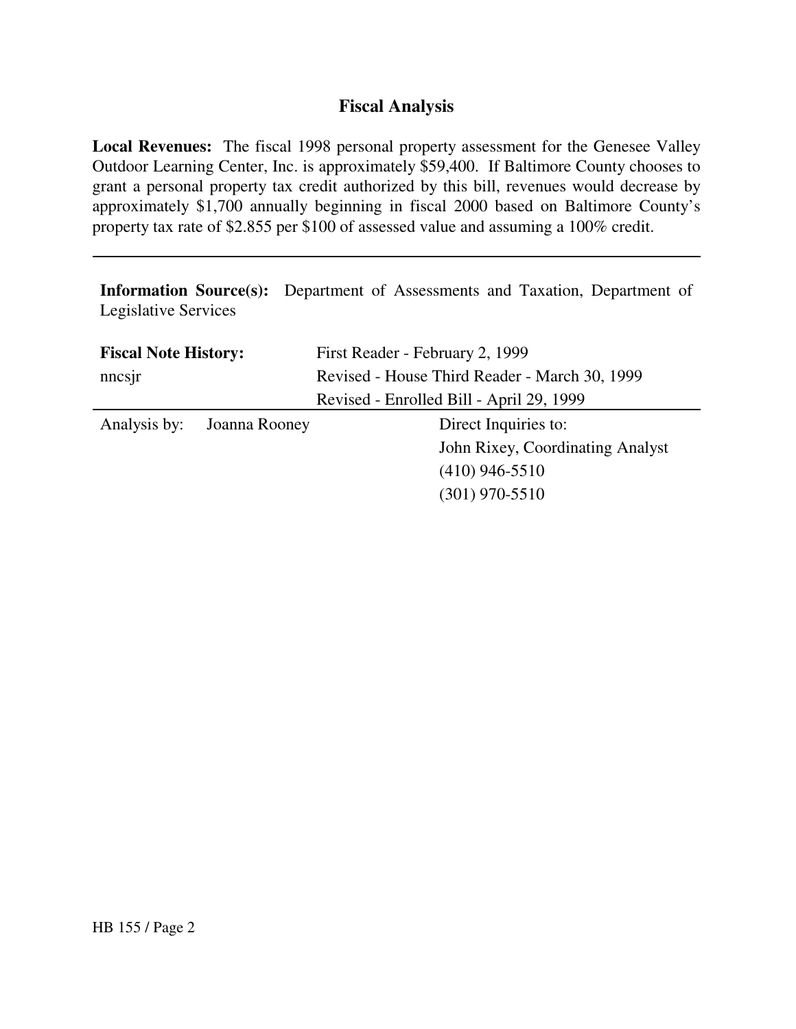## Fiscal Analysis

**Local Revenues:** The fiscal 1998 personal property assessment for the Genesee Valley Outdoor Learning Center, Inc. is approximately $59,400. If Baltimore County chooses to grant a personal property tax credit authorized by this bill, revenues would decrease by approximately $1,700 annually beginning in fiscal 2000 based on Baltimore County's property tax rate of $2.855 per $100 of assessed value and assuming a 100% credit.

---

**Information Source(s):** Department of Assessments and Taxation, Department of Legislative Services

**Fiscal Note History:**
nncsjr

First Reader - February 2, 1999
Revised - House Third Reader - March 30, 1999
Revised - Enrolled Bill - April 29, 1999

---

Analysis by: Joanna Rooney

Direct Inquiries to:
John Rixey, Coordinating Analyst
(410) 946-5510
(301) 970-5510